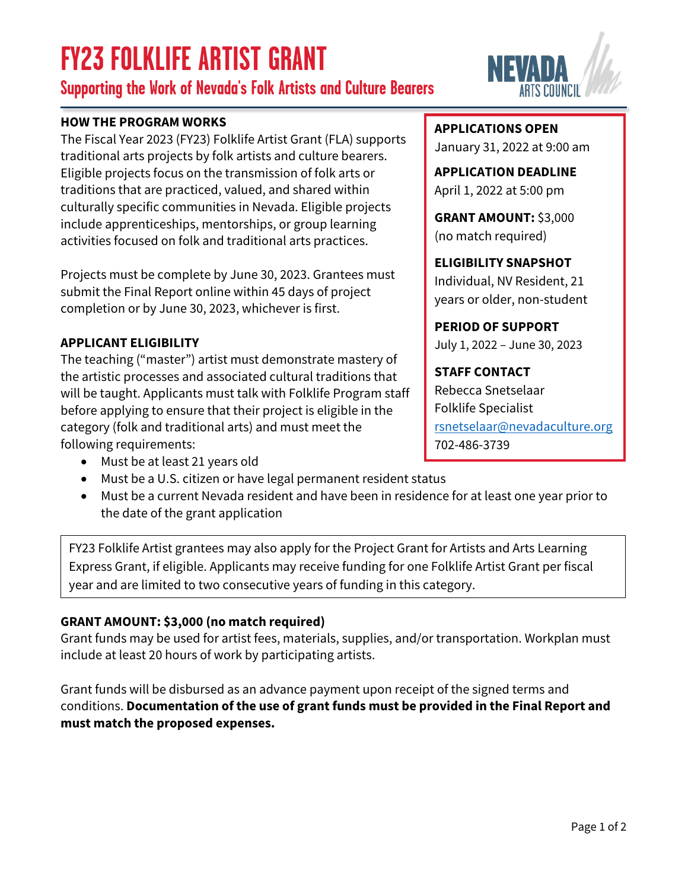# FY23 FOLKLIFE ARTIST GRANT

## Supporting the Work of Nevada's Folk Artists and Culture Bearers

NEVADA ARTS COUNCIL

### HOW THE PROGRAM WORKS

The Fiscal Year 2023 (FY23) Folklife Artist Grant (FLA) supports traditional arts projects by folk artists and culture bearers. Eligible projects focus on the transmission of folk arts or traditions that are practiced, valued, and shared within culturally specific communities in Nevada. Eligible projects include apprenticeships, mentorships, or group learning activities focused on folk and traditional arts practices.

Projects must be complete by June 30, 2023. Grantees must submit the Final Report online within 45 days of project completion or by June 30, 2023, whichever is first.

**APPLICATIONS OPEN**
January 31, 2022 at 9:00 am

**APPLICATION DEADLINE**
April 1, 2022 at 5:00 pm

**GRANT AMOUNT:** $3,000 (no match required)

**ELIGIBILITY SNAPSHOT**
Individual, NV Resident, 21 years or older, non-student

**PERIOD OF SUPPORT**
July 1, 2022 – June 30, 2023

**STAFF CONTACT**
Rebecca Snetselaar
Folklife Specialist
rsnetselaar@nevadaculture.org
702-486-3739

### APPLICANT ELIGIBILITY

The teaching ("master") artist must demonstrate mastery of the artistic processes and associated cultural traditions that will be taught. Applicants must talk with Folklife Program staff before applying to ensure that their project is eligible in the category (folk and traditional arts) and must meet the following requirements:

- Must be at least 21 years old
- Must be a U.S. citizen or have legal permanent resident status
- Must be a current Nevada resident and have been in residence for at least one year prior to the date of the grant application

FY23 Folklife Artist grantees may also apply for the Project Grant for Artists and Arts Learning Express Grant, if eligible. Applicants may receive funding for one Folklife Artist Grant per fiscal year and are limited to two consecutive years of funding in this category.

### GRANT AMOUNT: $3,000 (no match required)

Grant funds may be used for artist fees, materials, supplies, and/or transportation. Workplan must include at least 20 hours of work by participating artists.

Grant funds will be disbursed as an advance payment upon receipt of the signed terms and conditions. **Documentation of the use of grant funds must be provided in the Final Report and must match the proposed expenses.**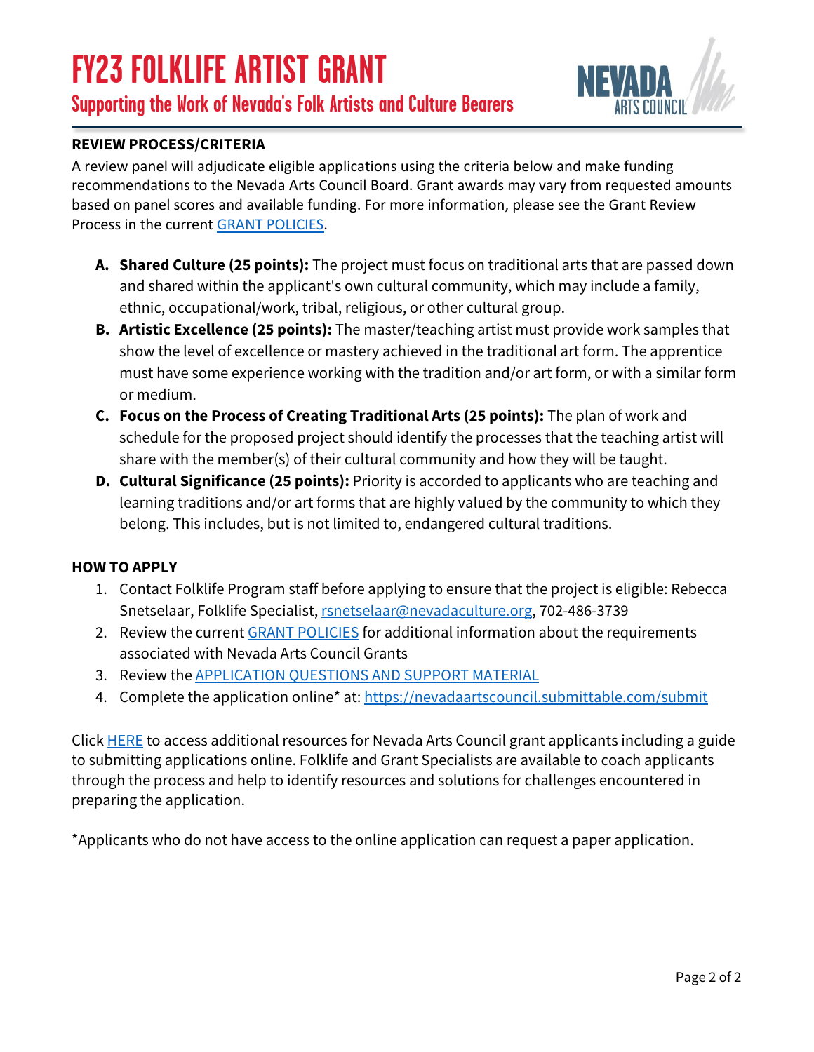# FY23 FOLKLIFE ARTIST GRANT

## Supporting the Work of Nevada's Folk Artists and Culture Bearers

### REVIEW PROCESS/CRITERIA

A review panel will adjudicate eligible applications using the criteria below and make funding recommendations to the Nevada Arts Council Board. Grant awards may vary from requested amounts based on panel scores and available funding. For more information, please see the Grant Review Process in the current [GRANT POLICIES](GRANT POLICIES).

A. **Shared Culture (25 points):** The project must focus on traditional arts that are passed down and shared within the applicant's own cultural community, which may include a family, ethnic, occupational/work, tribal, religious, or other cultural group.
B. **Artistic Excellence (25 points):** The master/teaching artist must provide work samples that show the level of excellence or mastery achieved in the traditional art form. The apprentice must have some experience working with the tradition and/or art form, or with a similar form or medium.
C. **Focus on the Process of Creating Traditional Arts (25 points):** The plan of work and schedule for the proposed project should identify the processes that the teaching artist will share with the member(s) of their cultural community and how they will be taught.
D. **Cultural Significance (25 points):** Priority is accorded to applicants who are teaching and learning traditions and/or art forms that are highly valued by the community to which they belong. This includes, but is not limited to, endangered cultural traditions.

### HOW TO APPLY

1. Contact Folklife Program staff before applying to ensure that the project is eligible: Rebecca Snetselaar, Folklife Specialist, rsnetselaar@nevadaculture.org, 702-486-3739
2. Review the current GRANT POLICIES for additional information about the requirements associated with Nevada Arts Council Grants
3. Review the APPLICATION QUESTIONS AND SUPPORT MATERIAL
4. Complete the application online* at: https://nevadaartscouncil.submittable.com/submit

Click HERE to access additional resources for Nevada Arts Council grant applicants including a guide to submitting applications online. Folklife and Grant Specialists are available to coach applicants through the process and help to identify resources and solutions for challenges encountered in preparing the application.

*Applicants who do not have access to the online application can request a paper application.